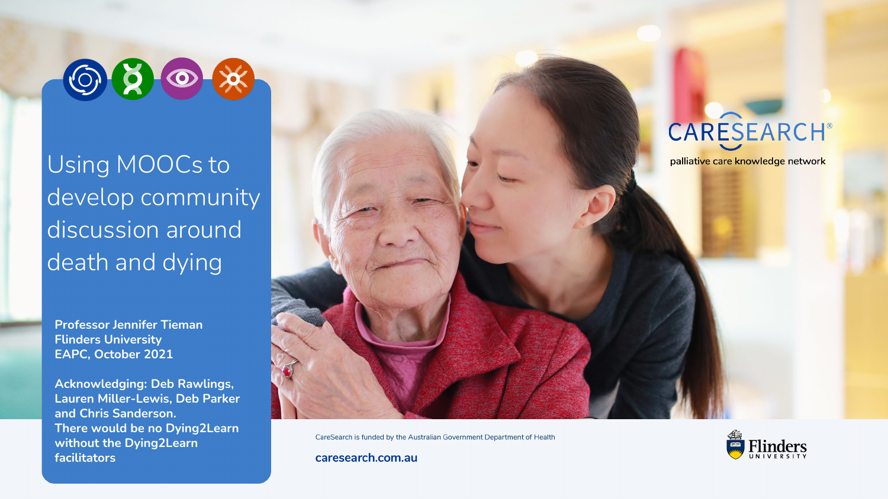# Using MOOCs to develop community discussion around death and dying

**Professor Jennifer Tieman**
**Flinders University**
**EAPC, October 2021**

**Acknowledging: Deb Rawlings, Lauren Miller-Lewis, Deb Parker and Chris Sanderson.**
**There would be no Dying2Learn without the Dying2Learn facilitators**

CARESEARCH
palliative care knowledge network

CareSearch is funded by the Australian Government Department of Health

**caresearch.com.au**

Flinders University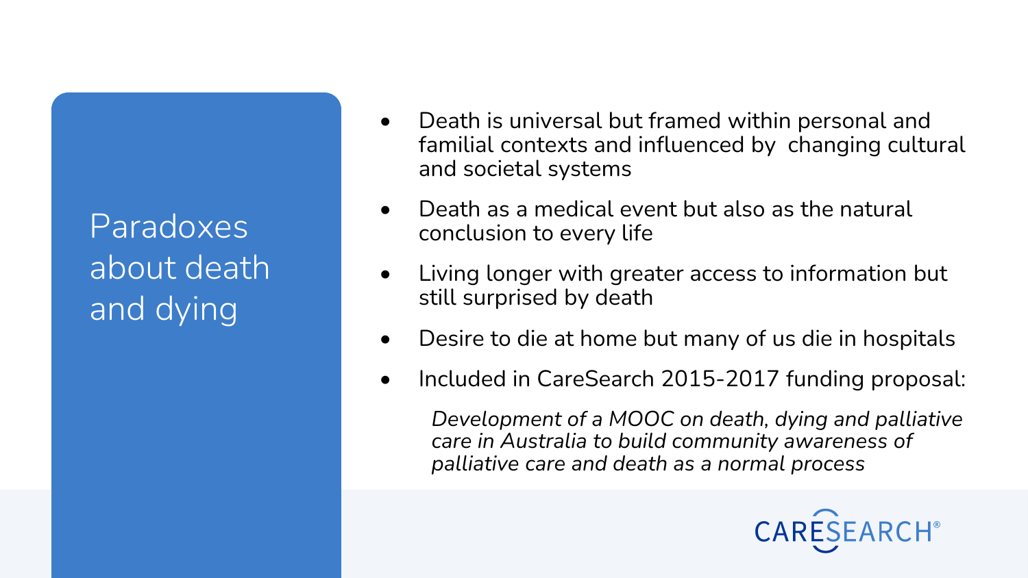# Paradoxes about death and dying

- Death is universal but framed within personal and familial contexts and influenced by changing cultural and societal systems
- Death as a medical event but also as the natural conclusion to every life
- Living longer with greater access to information but still surprised by death
- Desire to die at home but many of us die in hospitals
- Included in CareSearch 2015-2017 funding proposal:

  *Development of a MOOC on death, dying and palliative care in Australia to build community awareness of palliative care and death as a normal process*

CARESEARCH®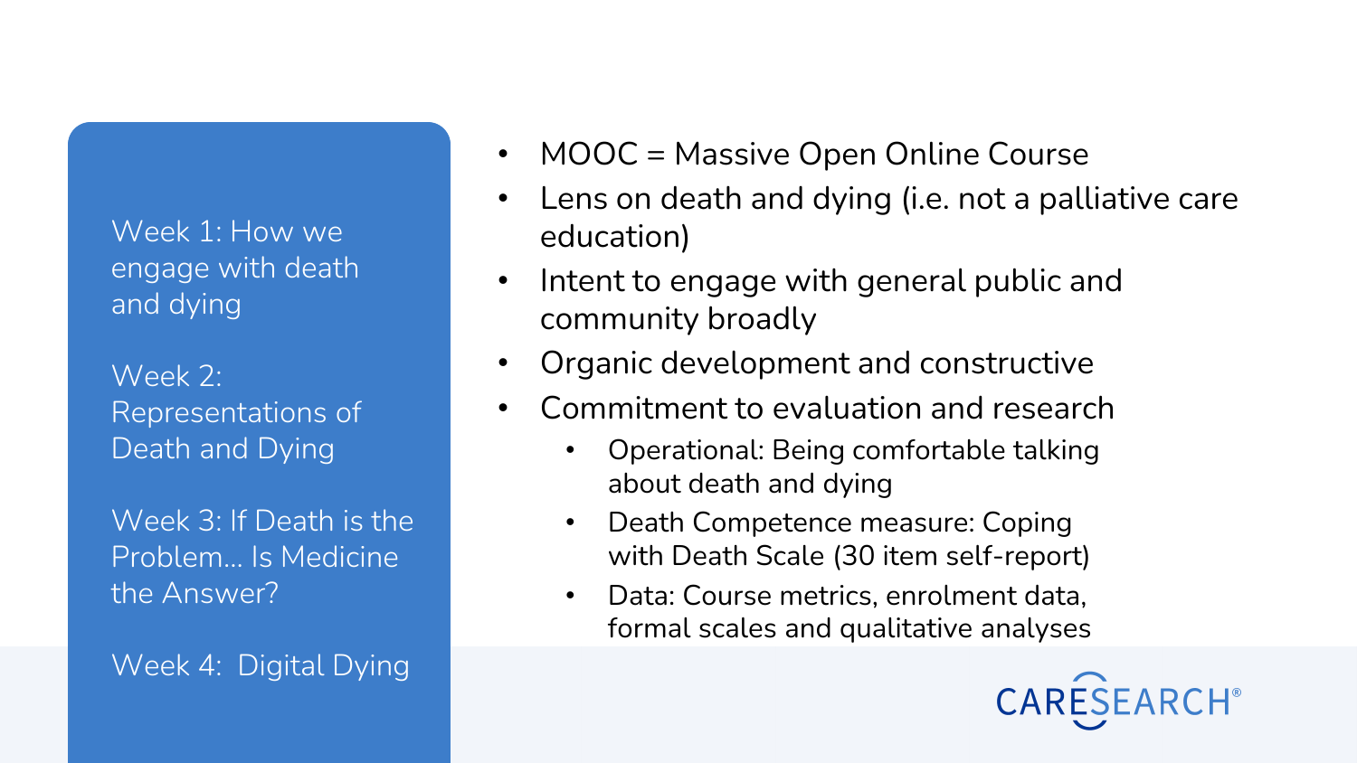Week 1: How we engage with death and dying

Week 2: Representations of Death and Dying

Week 3: If Death is the Problem… Is Medicine the Answer?

Week 4: Digital Dying

- MOOC = Massive Open Online Course
- Lens on death and dying (i.e. not a palliative care education)
- Intent to engage with general public and community broadly
- Organic development and constructive
- Commitment to evaluation and research
  - Operational: Being comfortable talking about death and dying
  - Death Competence measure: Coping with Death Scale (30 item self-report)
  - Data: Course metrics, enrolment data, formal scales and qualitative analyses

CARESEARCH®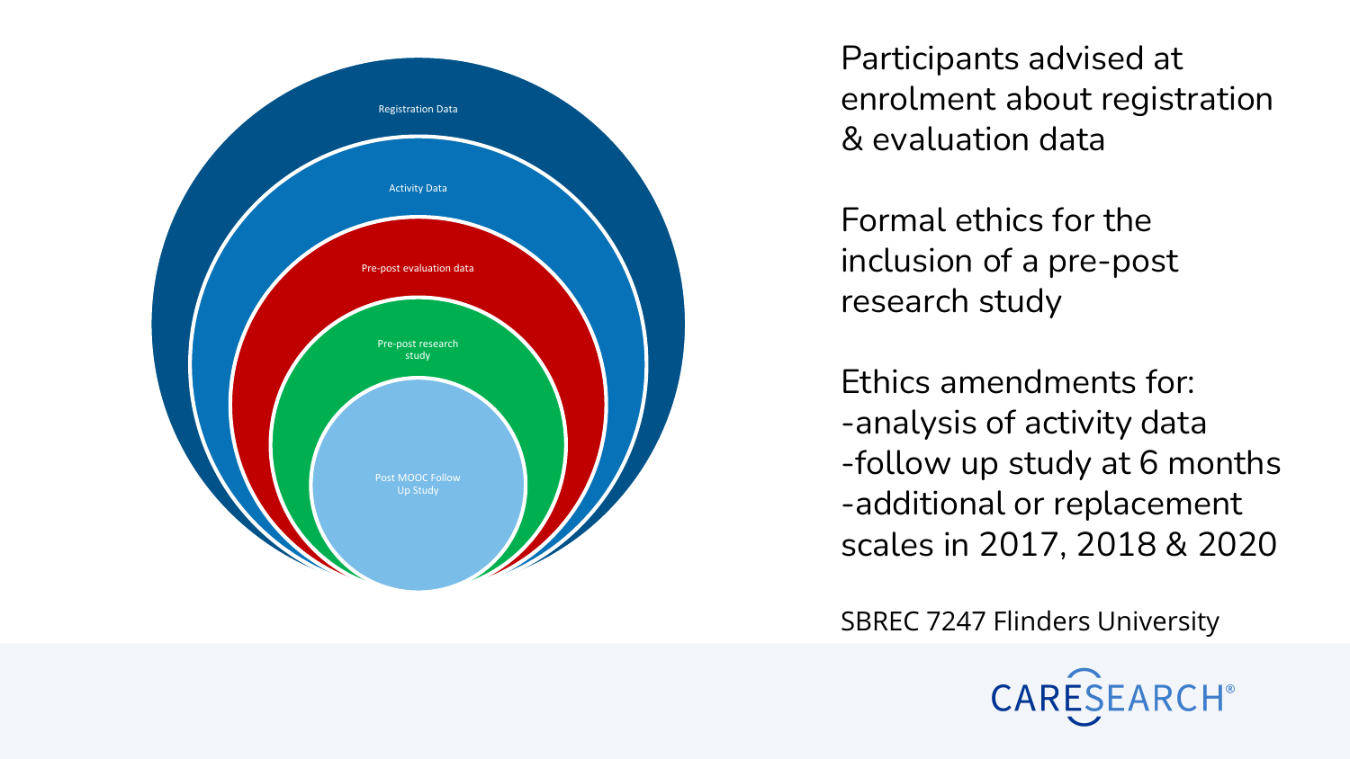- Registration Data
  - Activity Data
    - Pre-post evaluation data
      - Pre-post research study
        - Post MOOC Follow Up Study

Participants advised at enrolment about registration & evaluation data

Formal ethics for the inclusion of a pre-post research study

Ethics amendments for:
-analysis of activity data
-follow up study at 6 months
-additional or replacement scales in 2017, 2018 & 2020

SBREC 7247 Flinders University

CARESEARCH®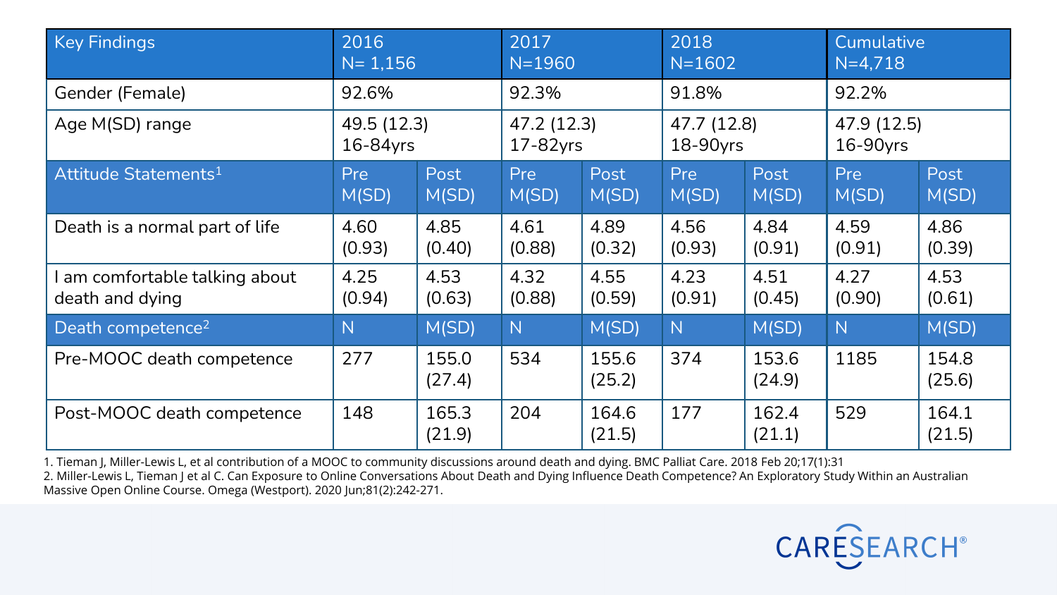| Key Findings | 2016 N= 1,156 | | 2017 N=1960 | | 2018 N=1602 | | Cumulative N=4,718 | |
|---|---|---|---|---|---|---|---|---|
| Gender (Female) | 92.6% | | 92.3% | | 91.8% | | 92.2% | |
| Age M(SD) range | 49.5 (12.3) 16-84yrs | | 47.2 (12.3) 17-82yrs | | 47.7 (12.8) 18-90yrs | | 47.9 (12.5) 16-90yrs | |
| Attitude Statements[1] | Pre M(SD) | Post M(SD) | Pre M(SD) | Post M(SD) | Pre M(SD) | Post M(SD) | Pre M(SD) | Post M(SD) |
| Death is a normal part of life | 4.60 (0.93) | 4.85 (0.40) | 4.61 (0.88) | 4.89 (0.32) | 4.56 (0.93) | 4.84 (0.91) | 4.59 (0.91) | 4.86 (0.39) |
| I am comfortable talking about death and dying | 4.25 (0.94) | 4.53 (0.63) | 4.32 (0.88) | 4.55 (0.59) | 4.23 (0.91) | 4.51 (0.45) | 4.27 (0.90) | 4.53 (0.61) |
| Death competence[2] | N | M(SD) | N | M(SD) | N | M(SD) | N | M(SD) |
| Pre-MOOC death competence | 277 | 155.0 (27.4) | 534 | 155.6 (25.2) | 374 | 153.6 (24.9) | 1185 | 154.8 (25.6) |
| Post-MOOC death competence | 148 | 165.3 (21.9) | 204 | 164.6 (21.5) | 177 | 162.4 (21.1) | 529 | 164.1 (21.5) |

1. Tieman J, Miller-Lewis L, et al contribution of a MOOC to community discussions around death and dying. BMC Palliat Care. 2018 Feb 20;17(1):31
2. Miller-Lewis L, Tieman J et al C. Can Exposure to Online Conversations About Death and Dying Influence Death Competence? An Exploratory Study Within an Australian Massive Open Online Course. Omega (Westport). 2020 Jun;81(2):242-271.

CARESEARCH®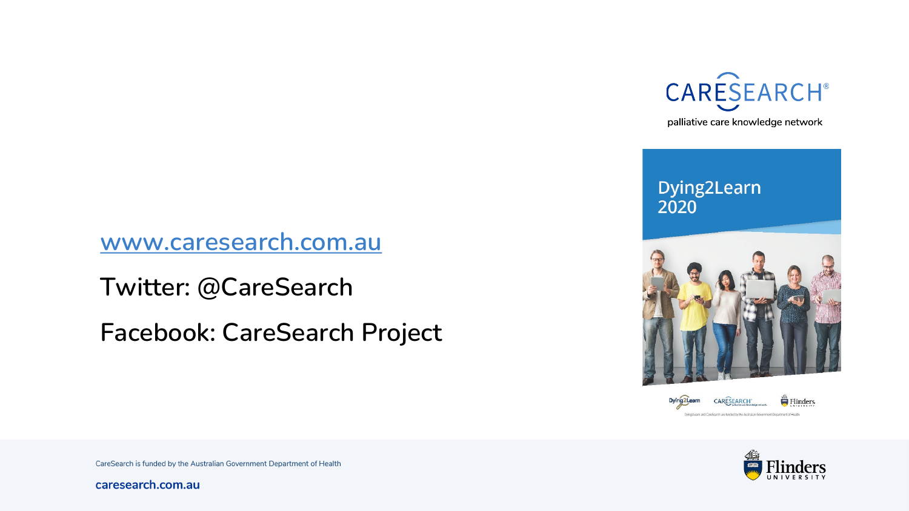CARESEARCH®

palliative care knowledge network

[www.caresearch.com.au](http://www.caresearch.com.au)

Twitter: @CareSearch

Facebook: CareSearch Project

Dying2Learn 2020

CareSearch is funded by the Australian Government Department of Health

caresearch.com.au